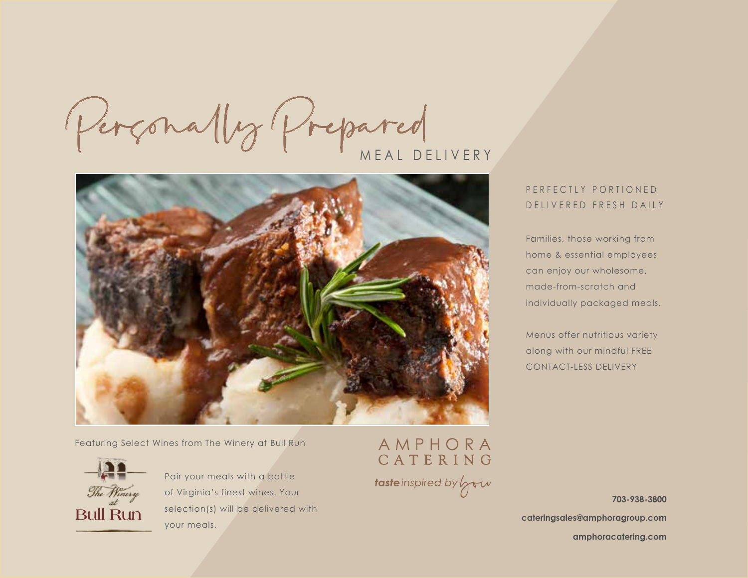# Personally Prepared

## MEAL DELIVERY

PERFECTLY PORTIONED
DELIVERED FRESH DAILY

Families, those working from home & essential employees can enjoy our wholesome, made-from-scratch and individually packaged meals.

Menus offer nutritious variety along with our mindful FREE CONTACT-LESS DELIVERY

Featuring Select Wines from The Winery at Bull Run

The Winery at Bull Run

Pair your meals with a bottle of Virginia's finest wines. Your selection(s) will be delivered with your meals.

AMPHORA CATERING

***taste*** *inspired by you*

**703-938-3800**

**cateringsales@amphoragroup.com**

**amphoracatering.com**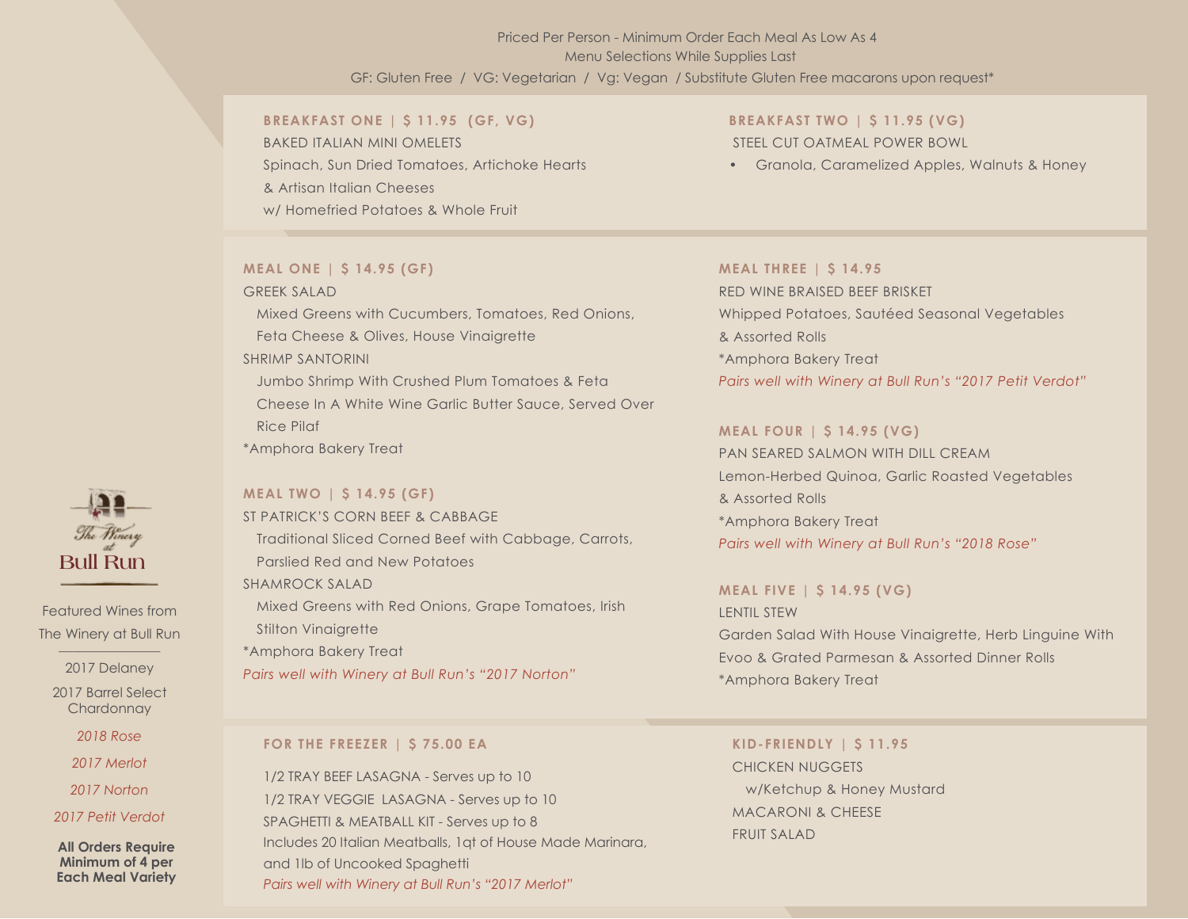Priced Per Person - Minimum Order Each Meal As Low As 4
Menu Selections While Supplies Last
GF: Gluten Free / VG: Vegetarian / Vg: Vegan / Substitute Gluten Free macarons upon request*

### BREAKFAST ONE | $ 11.95 (GF, VG)

BAKED ITALIAN MINI OMELETS
Spinach, Sun Dried Tomatoes, Artichoke Hearts
& Artisan Italian Cheeses
w/ Homefried Potatoes & Whole Fruit

### BREAKFAST TWO | $ 11.95 (VG)

STEEL CUT OATMEAL POWER BOWL

- Granola, Caramelized Apples, Walnuts & Honey

### MEAL ONE | $ 14.95 (GF)

GREEK SALAD
Mixed Greens with Cucumbers, Tomatoes, Red Onions, Feta Cheese & Olives, House Vinaigrette
SHRIMP SANTORINI
Jumbo Shrimp With Crushed Plum Tomatoes & Feta Cheese In A White Wine Garlic Butter Sauce, Served Over Rice Pilaf
*Amphora Bakery Treat

### MEAL TWO | $ 14.95 (GF)

ST PATRICK'S CORN BEEF & CABBAGE
Traditional Sliced Corned Beef with Cabbage, Carrots, Parslied Red and New Potatoes
SHAMROCK SALAD
Mixed Greens with Red Onions, Grape Tomatoes, Irish Stilton Vinaigrette
*Amphora Bakery Treat
*Pairs well with Winery at Bull Run's "2017 Norton"*

### MEAL THREE | $ 14.95

RED WINE BRAISED BEEF BRISKET
Whipped Potatoes, Sautéed Seasonal Vegetables
& Assorted Rolls
*Amphora Bakery Treat
*Pairs well with Winery at Bull Run's "2017 Petit Verdot"*

### MEAL FOUR | $ 14.95 (VG)

PAN SEARED SALMON WITH DILL CREAM
Lemon-Herbed Quinoa, Garlic Roasted Vegetables
& Assorted Rolls
*Amphora Bakery Treat
*Pairs well with Winery at Bull Run's "2018 Rose"*

### MEAL FIVE | $ 14.95 (VG)

LENTIL STEW
Garden Salad With House Vinaigrette, Herb Linguine With Evoo & Grated Parmesan & Assorted Dinner Rolls
*Amphora Bakery Treat

### FOR THE FREEZER | $ 75.00 EA

1/2 TRAY BEEF LASAGNA - Serves up to 10
1/2 TRAY VEGGIE LASAGNA - Serves up to 10
SPAGHETTI & MEATBALL KIT - Serves up to 8
Includes 20 Italian Meatballs, 1qt of House Made Marinara, and 1lb of Uncooked Spaghetti
*Pairs well with Winery at Bull Run's "2017 Merlot"*

### KID-FRIENDLY | $ 11.95

CHICKEN NUGGETS
w/Ketchup & Honey Mustard
MACARONI & CHEESE
FRUIT SALAD

The Winery at Bull Run

Featured Wines from The Winery at Bull Run

2017 Delaney
2017 Barrel Select Chardonnay
*2018 Rose*
*2017 Merlot*
*2017 Norton*
*2017 Petit Verdot*

**All Orders Require Minimum of 4 per Each Meal Variety**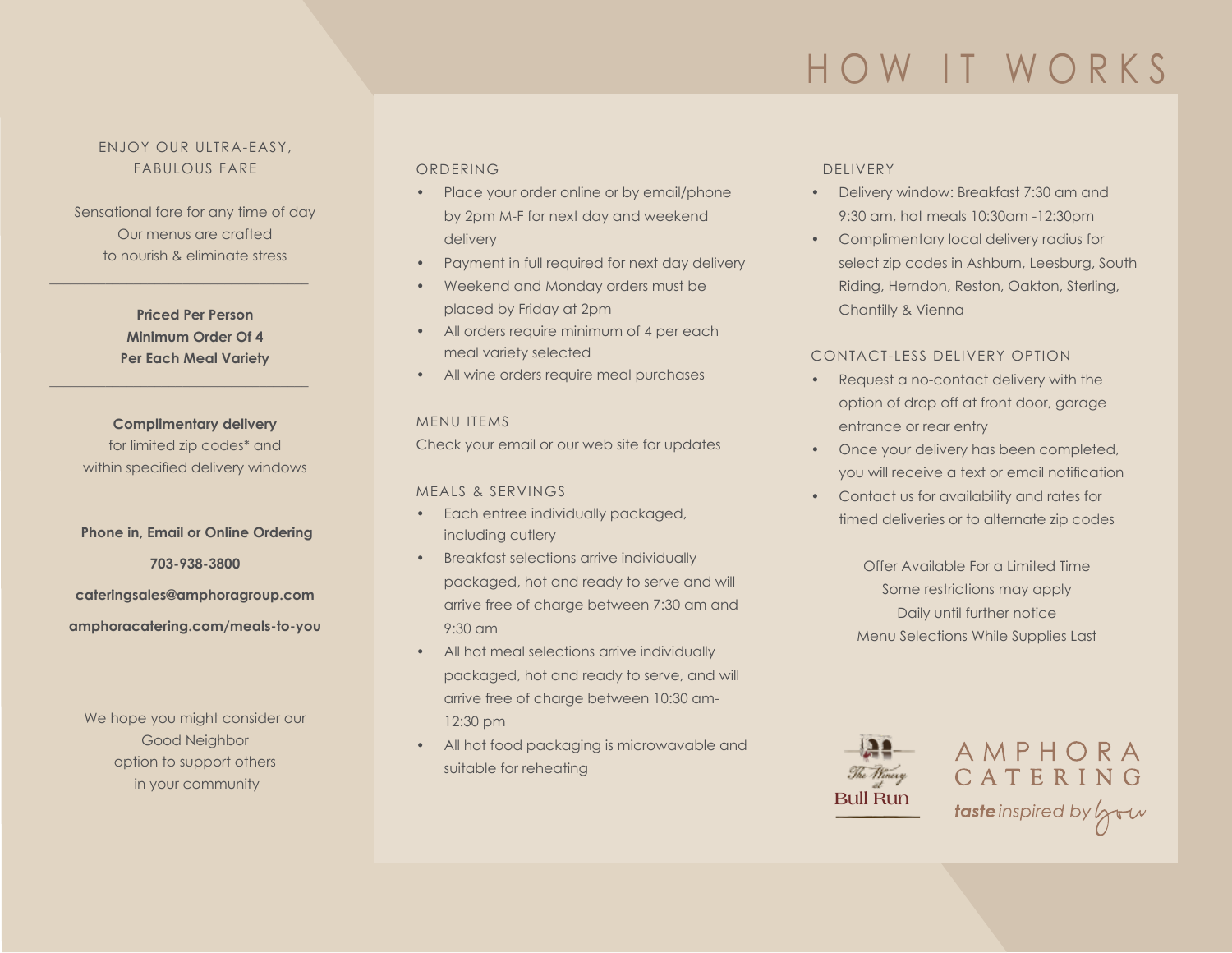# HOW IT WORKS

ENJOY OUR ULTRA-EASY, FABULOUS FARE

Sensational fare for any time of day
Our menus are crafted
to nourish & eliminate stress

---

**Priced Per Person**
**Minimum Order Of 4**
**Per Each Meal Variety**

---

**Complimentary delivery**
for limited zip codes* and
within specified delivery windows

**Phone in, Email or Online Ordering**

**703-938-3800**

**cateringsales@amphoragroup.com**

**amphoracatering.com/meals-to-you**

We hope you might consider our
Good Neighbor
option to support others
in your community

## ORDERING

- Place your order online or by email/phone by 2pm M-F for next day and weekend delivery
- Payment in full required for next day delivery
- Weekend and Monday orders must be placed by Friday at 2pm
- All orders require minimum of 4 per each meal variety selected
- All wine orders require meal purchases

## MENU ITEMS

Check your email or our web site for updates

## MEALS & SERVINGS

- Each entree individually packaged, including cutlery
- Breakfast selections arrive individually packaged, hot and ready to serve and will arrive free of charge between 7:30 am and 9:30 am
- All hot meal selections arrive individually packaged, hot and ready to serve, and will arrive free of charge between 10:30 am-12:30 pm
- All hot food packaging is microwavable and suitable for reheating

## DELIVERY

- Delivery window: Breakfast 7:30 am and 9:30 am, hot meals 10:30am -12:30pm
- Complimentary local delivery radius for select zip codes in Ashburn, Leesburg, South Riding, Herndon, Reston, Oakton, Sterling, Chantilly & Vienna

## CONTACT-LESS DELIVERY OPTION

- Request a no-contact delivery with the option of drop off at front door, garage entrance or rear entry
- Once your delivery has been completed, you will receive a text or email notification
- Contact us for availability and rates for timed deliveries or to alternate zip codes

Offer Available For a Limited Time
Some restrictions may apply
Daily until further notice
Menu Selections While Supplies Last

The Winery at Bull Run

AMPHORA CATERING
*taste inspired by you*